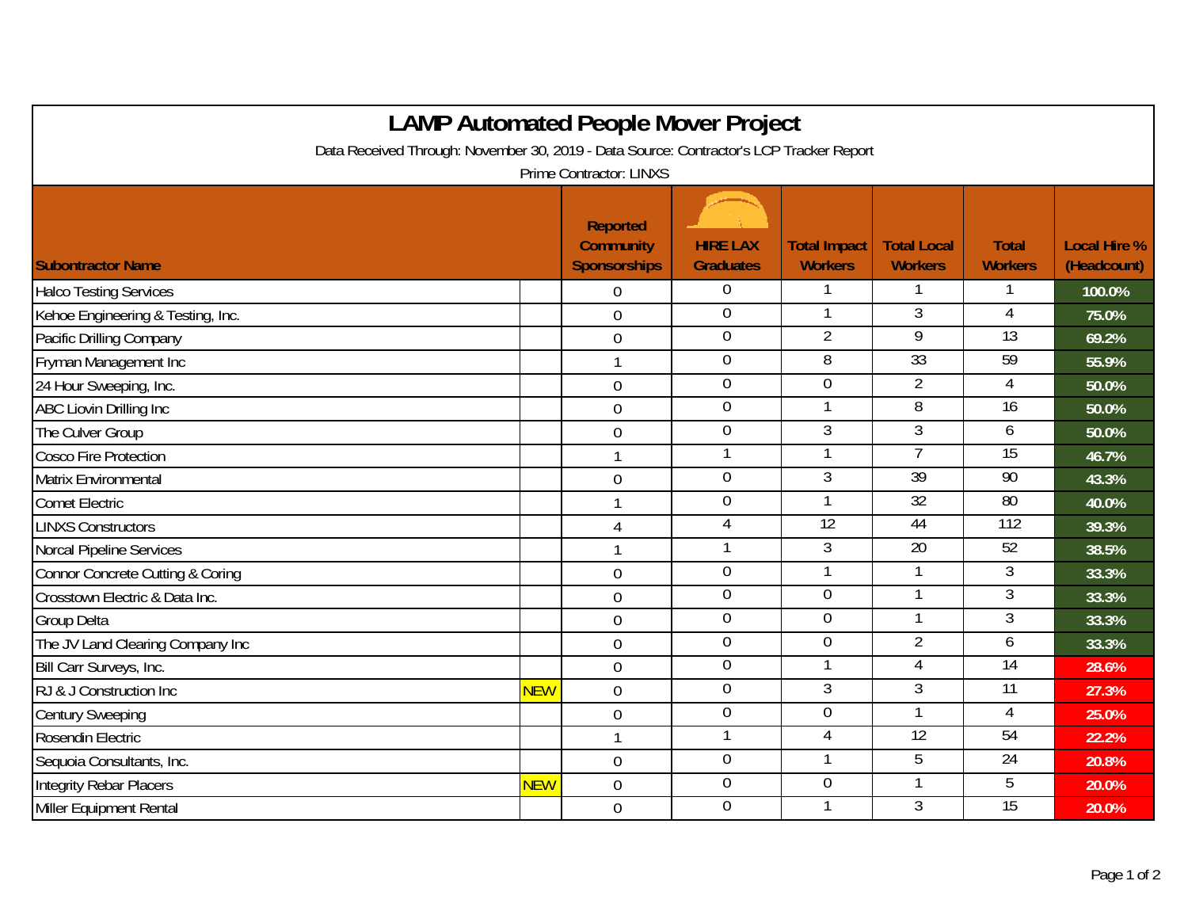# LAMP Automated People Mover Project

Data Received Through: November 30, 2019 - Data Source: Contractor's LCP Tracker Report

Prime Contractor: LINXS

| Subontractor Name | | Reported Community Sponsorships | HIRE LAX Graduates | Total Impact Workers | Total Local Workers | Total Workers | Local Hire % (Headcount) |
|---|---|---|---|---|---|---|---|
| Halco Testing Services | | 0 | 0 | 1 | 1 | 1 | 100.0% |
| Kehoe Engineering & Testing, Inc. | | 0 | 0 | 1 | 3 | 4 | 75.0% |
| Pacific Drilling Company | | 0 | 0 | 2 | 9 | 13 | 69.2% |
| Fryman Management Inc | | 1 | 0 | 8 | 33 | 59 | 55.9% |
| 24 Hour Sweeping, Inc. | | 0 | 0 | 0 | 2 | 4 | 50.0% |
| ABC Liovin Drilling Inc | | 0 | 0 | 1 | 8 | 16 | 50.0% |
| The Culver Group | | 0 | 0 | 3 | 3 | 6 | 50.0% |
| Cosco Fire Protection | | 1 | 1 | 1 | 7 | 15 | 46.7% |
| Matrix Environmental | | 0 | 0 | 3 | 39 | 90 | 43.3% |
| Comet Electric | | 1 | 0 | 1 | 32 | 80 | 40.0% |
| LINXS Constructors | | 4 | 4 | 12 | 44 | 112 | 39.3% |
| Norcal Pipeline Services | | 1 | 1 | 3 | 20 | 52 | 38.5% |
| Connor Concrete Cutting & Coring | | 0 | 0 | 1 | 1 | 3 | 33.3% |
| Crosstown Electric & Data Inc. | | 0 | 0 | 0 | 1 | 3 | 33.3% |
| Group Delta | | 0 | 0 | 0 | 1 | 3 | 33.3% |
| The JV Land Clearing Company Inc | | 0 | 0 | 0 | 2 | 6 | 33.3% |
| Bill Carr Surveys, Inc. | | 0 | 0 | 1 | 4 | 14 | 28.6% |
| RJ & J Construction Inc | NEW | 0 | 0 | 3 | 3 | 11 | 27.3% |
| Century Sweeping | | 0 | 0 | 0 | 1 | 4 | 25.0% |
| Rosendin Electric | | 1 | 1 | 4 | 12 | 54 | 22.2% |
| Sequoia Consultants, Inc. | | 0 | 0 | 1 | 5 | 24 | 20.8% |
| Integrity Rebar Placers | NEW | 0 | 0 | 0 | 1 | 5 | 20.0% |
| Miller Equipment Rental | | 0 | 0 | 1 | 3 | 15 | 20.0% |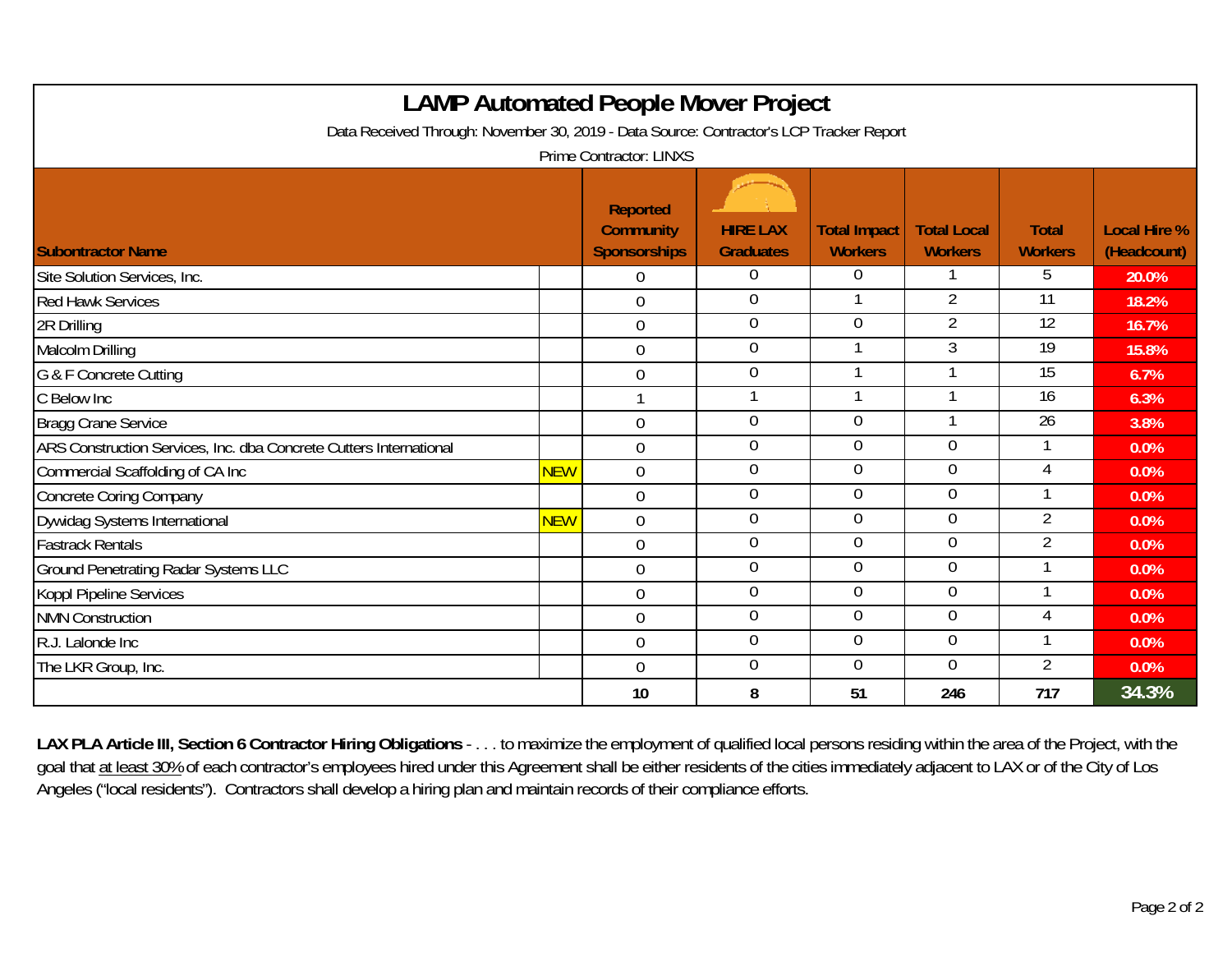# LAMP Automated People Mover Project

Data Received Through: November 30, 2019 - Data Source: Contractor's LCP Tracker Report

Prime Contractor: LINXS

| Subcontractor Name | | Reported Community Sponsorships | HIRE LAX Graduates | Total Impact Workers | Total Local Workers | Total Workers | Local Hire % (Headcount) |
|---|---|---|---|---|---|---|---|
| Site Solution Services, Inc. | | 0 | 0 | 0 | 1 | 5 | 20.0% |
| Red Hawk Services | | 0 | 0 | 1 | 2 | 11 | 18.2% |
| 2R Drilling | | 0 | 0 | 0 | 2 | 12 | 16.7% |
| Malcolm Drilling | | 0 | 0 | 1 | 3 | 19 | 15.8% |
| G & F Concrete Cutting | | 0 | 0 | 1 | 1 | 15 | 6.7% |
| C Below Inc | | 1 | 1 | 1 | 1 | 16 | 6.3% |
| Bragg Crane Service | | 0 | 0 | 0 | 1 | 26 | 3.8% |
| ARS Construction Services, Inc. dba Concrete Cutters International | | 0 | 0 | 0 | 0 | 1 | 0.0% |
| Commercial Scaffolding of CA Inc | NEW | 0 | 0 | 0 | 0 | 4 | 0.0% |
| Concrete Coring Company | | 0 | 0 | 0 | 0 | 1 | 0.0% |
| Dywidag Systems International | NEW | 0 | 0 | 0 | 0 | 2 | 0.0% |
| Fastrack Rentals | | 0 | 0 | 0 | 0 | 2 | 0.0% |
| Ground Penetrating Radar Systems LLC | | 0 | 0 | 0 | 0 | 1 | 0.0% |
| Koppl Pipeline Services | | 0 | 0 | 0 | 0 | 1 | 0.0% |
| NMN Construction | | 0 | 0 | 0 | 0 | 4 | 0.0% |
| R.J. Lalonde Inc | | 0 | 0 | 0 | 0 | 1 | 0.0% |
| The LKR Group, Inc. | | 0 | 0 | 0 | 0 | 2 | 0.0% |
| | | 10 | 8 | 51 | 246 | 717 | 34.3% |

**LAX PLA Article III, Section 6 Contractor Hiring Obligations** - . . . to maximize the employment of qualified local persons residing within the area of the Project, with the goal that at least 30% of each contractor's employees hired under this Agreement shall be either residents of the cities immediately adjacent to LAX or of the City of Los Angeles ("local residents"). Contractors shall develop a hiring plan and maintain records of their compliance efforts.